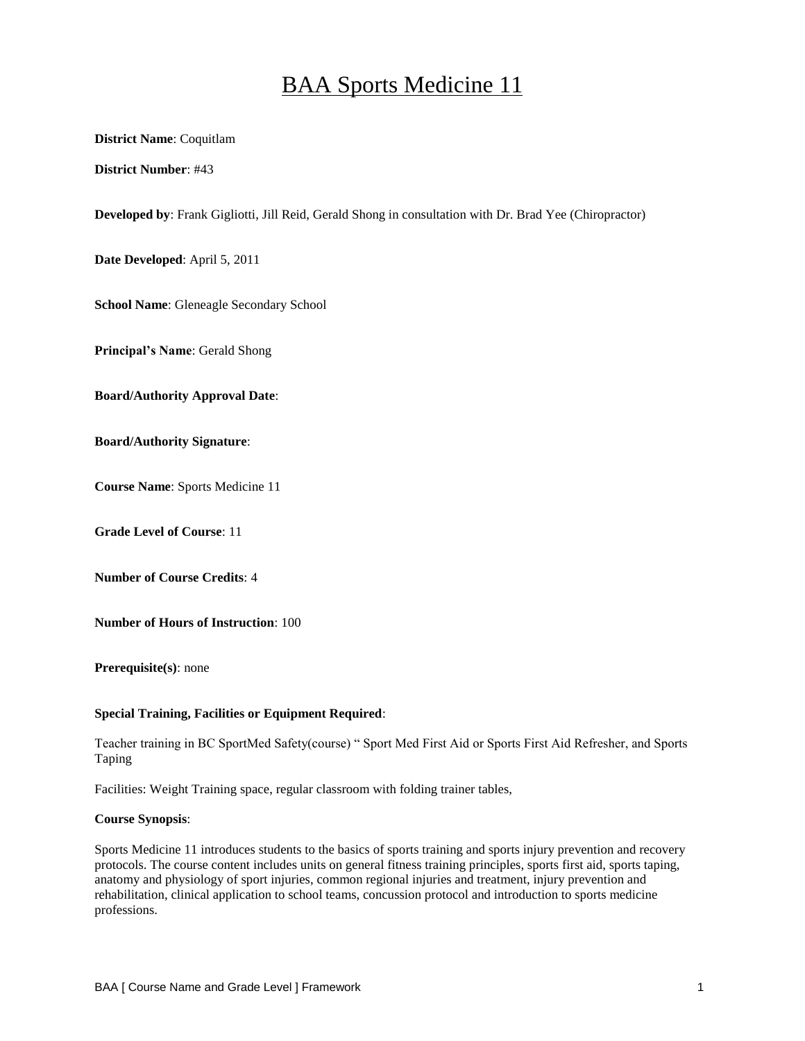# BAA Sports Medicine 11

**District Name**: Coquitlam

**District Number**: #43

**Developed by**: Frank Gigliotti, Jill Reid, Gerald Shong in consultation with Dr. Brad Yee (Chiropractor)

**Date Developed**: April 5, 2011

**School Name**: Gleneagle Secondary School

**Principal's Name**: Gerald Shong

**Board/Authority Approval Date**:

**Board/Authority Signature**:

**Course Name**: Sports Medicine 11

**Grade Level of Course**: 11

**Number of Course Credits**: 4

**Number of Hours of Instruction**: 100

**Prerequisite(s)**: none

**Special Training, Facilities or Equipment Required**:

Teacher training in BC SportMed Safety(course) " Sport Med First Aid or Sports First Aid Refresher, and Sports Taping

Facilities: Weight Training space, regular classroom with folding trainer tables,

**Course Synopsis**:

Sports Medicine 11 introduces students to the basics of sports training and sports injury prevention and recovery protocols. The course content includes units on general fitness training principles, sports first aid, sports taping, anatomy and physiology of sport injuries, common regional injuries and treatment, injury prevention and rehabilitation, clinical application to school teams, concussion protocol and introduction to sports medicine professions.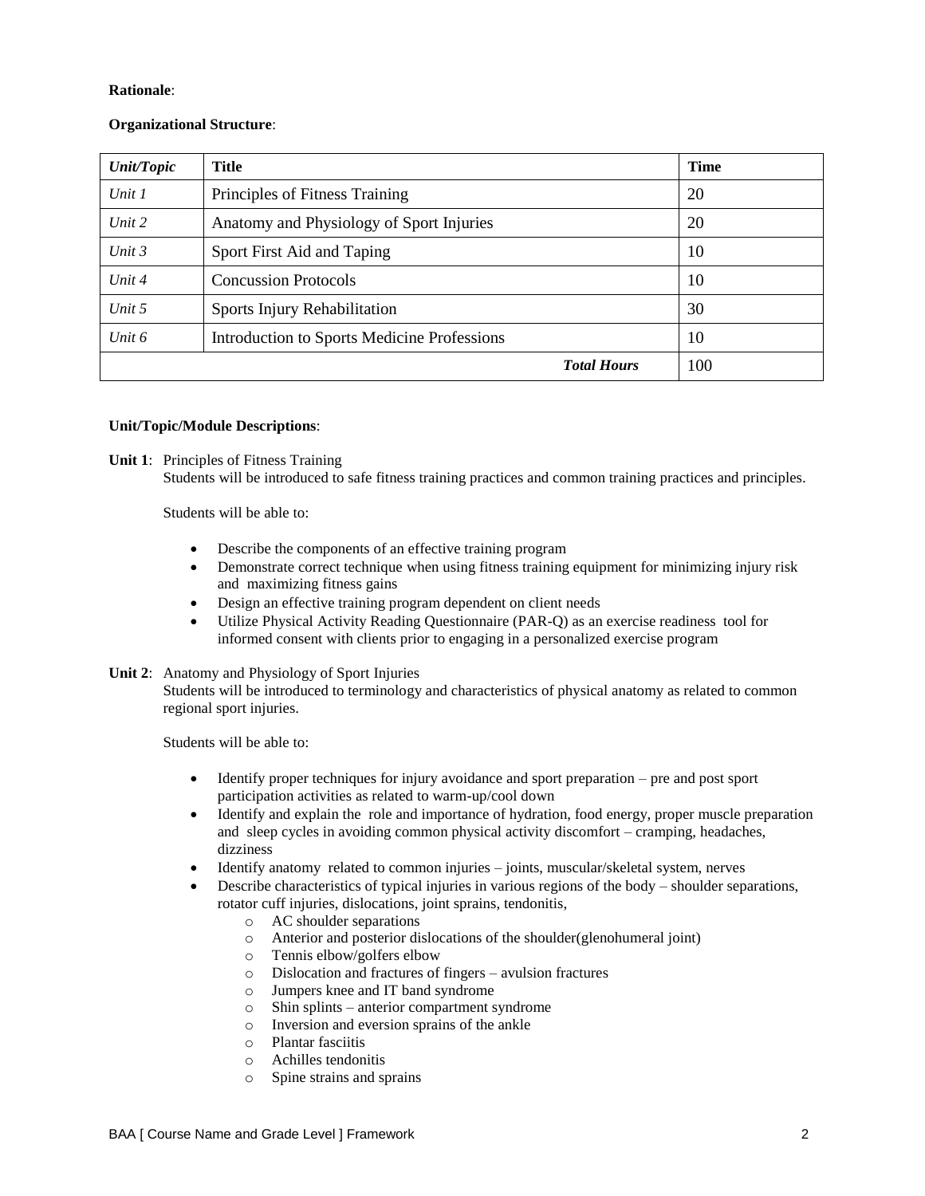**Rationale**:

**Organizational Structure**:

| *Unit/Topic* | **Title** | **Time** |
|---|---|---|
| *Unit 1* | Principles of Fitness Training | 20 |
| *Unit 2* | Anatomy and Physiology of Sport Injuries | 20 |
| *Unit 3* | Sport First Aid and Taping | 10 |
| *Unit 4* | Concussion Protocols | 10 |
| *Unit 5* | Sports Injury Rehabilitation | 30 |
| *Unit 6* | Introduction to Sports Medicine Professions | 10 |
| | ***Total Hours*** | 100 |

**Unit/Topic/Module Descriptions**:

**Unit 1**: Principles of Fitness Training
Students will be introduced to safe fitness training practices and common training practices and principles.

Students will be able to:

- Describe the components of an effective training program
- Demonstrate correct technique when using fitness training equipment for minimizing injury risk and maximizing fitness gains
- Design an effective training program dependent on client needs
- Utilize Physical Activity Reading Questionnaire (PAR-Q) as an exercise readiness tool for informed consent with clients prior to engaging in a personalized exercise program

**Unit 2**: Anatomy and Physiology of Sport Injuries
Students will be introduced to terminology and characteristics of physical anatomy as related to common regional sport injuries.

Students will be able to:

- Identify proper techniques for injury avoidance and sport preparation – pre and post sport participation activities as related to warm-up/cool down
- Identify and explain the role and importance of hydration, food energy, proper muscle preparation and sleep cycles in avoiding common physical activity discomfort – cramping, headaches, dizziness
- Identify anatomy related to common injuries – joints, muscular/skeletal system, nerves
- Describe characteristics of typical injuries in various regions of the body – shoulder separations, rotator cuff injuries, dislocations, joint sprains, tendonitis,
  - AC shoulder separations
  - Anterior and posterior dislocations of the shoulder(glenohumeral joint)
  - Tennis elbow/golfers elbow
  - Dislocation and fractures of fingers – avulsion fractures
  - Jumpers knee and IT band syndrome
  - Shin splints – anterior compartment syndrome
  - Inversion and eversion sprains of the ankle
  - Plantar fasciitis
  - Achilles tendonitis
  - Spine strains and sprains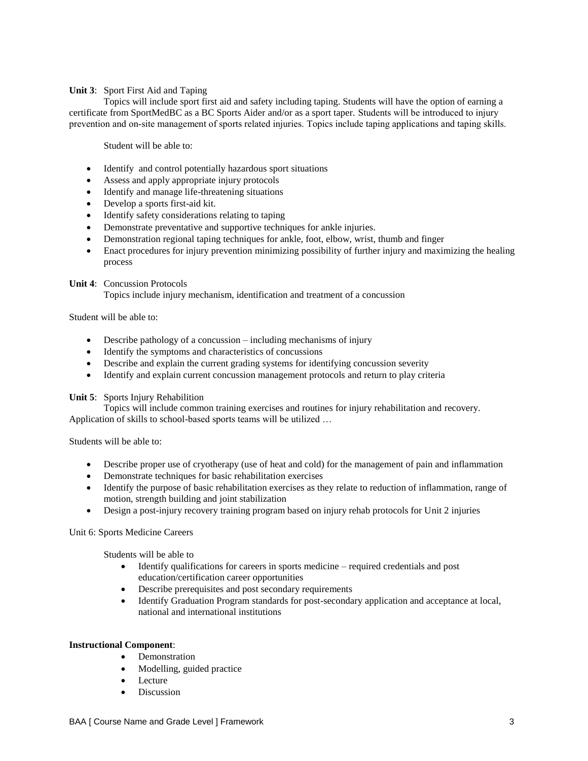**Unit 3**: Sport First Aid and Taping

Topics will include sport first aid and safety including taping. Students will have the option of earning a certificate from SportMedBC as a BC Sports Aider and/or as a sport taper. Students will be introduced to injury prevention and on-site management of sports related injuries. Topics include taping applications and taping skills.

Student will be able to:

- Identify and control potentially hazardous sport situations
- Assess and apply appropriate injury protocols
- Identify and manage life-threatening situations
- Develop a sports first-aid kit.
- Identify safety considerations relating to taping
- Demonstrate preventative and supportive techniques for ankle injuries.
- Demonstration regional taping techniques for ankle, foot, elbow, wrist, thumb and finger
- Enact procedures for injury prevention minimizing possibility of further injury and maximizing the healing process

**Unit 4**: Concussion Protocols

Topics include injury mechanism, identification and treatment of a concussion

Student will be able to:

- Describe pathology of a concussion – including mechanisms of injury
- Identify the symptoms and characteristics of concussions
- Describe and explain the current grading systems for identifying concussion severity
- Identify and explain current concussion management protocols and return to play criteria

**Unit 5**: Sports Injury Rehabilition

Topics will include common training exercises and routines for injury rehabilitation and recovery. Application of skills to school-based sports teams will be utilized …

Students will be able to:

- Describe proper use of cryotherapy (use of heat and cold) for the management of pain and inflammation
- Demonstrate techniques for basic rehabilitation exercises
- Identify the purpose of basic rehabilitation exercises as they relate to reduction of inflammation, range of motion, strength building and joint stabilization
- Design a post-injury recovery training program based on injury rehab protocols for Unit 2 injuries

Unit 6: Sports Medicine Careers

Students will be able to

- Identify qualifications for careers in sports medicine – required credentials and post education/certification career opportunities
- Describe prerequisites and post secondary requirements
- Identify Graduation Program standards for post-secondary application and acceptance at local, national and international institutions

**Instructional Component**:

- Demonstration
- Modelling, guided practice
- Lecture
- Discussion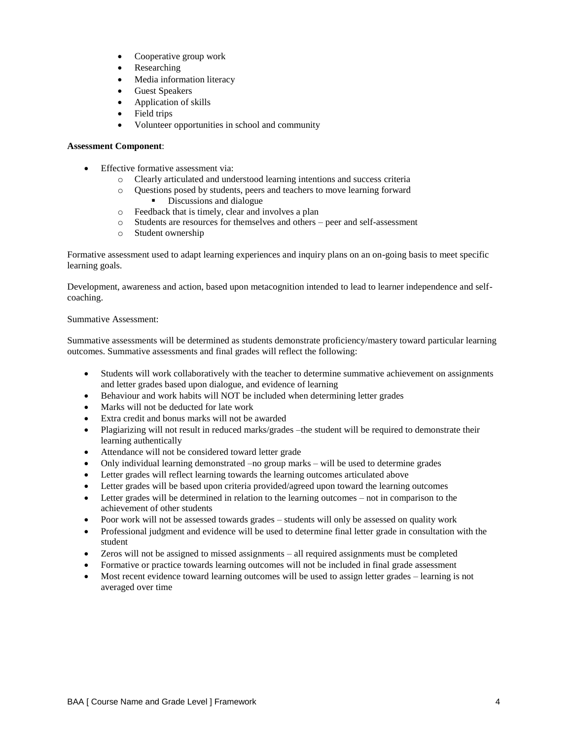- Cooperative group work
- Researching
- Media information literacy
- Guest Speakers
- Application of skills
- Field trips
- Volunteer opportunities in school and community

**Assessment Component**:

- Effective formative assessment via:
    - Clearly articulated and understood learning intentions and success criteria
    - Questions posed by students, peers and teachers to move learning forward
        - Discussions and dialogue
    - Feedback that is timely, clear and involves a plan
    - Students are resources for themselves and others – peer and self-assessment
    - Student ownership

Formative assessment used to adapt learning experiences and inquiry plans on an on-going basis to meet specific learning goals.

Development, awareness and action, based upon metacognition intended to lead to learner independence and self-coaching.

Summative Assessment:

Summative assessments will be determined as students demonstrate proficiency/mastery toward particular learning outcomes. Summative assessments and final grades will reflect the following:

- Students will work collaboratively with the teacher to determine summative achievement on assignments and letter grades based upon dialogue, and evidence of learning
- Behaviour and work habits will NOT be included when determining letter grades
- Marks will not be deducted for late work
- Extra credit and bonus marks will not be awarded
- Plagiarizing will not result in reduced marks/grades –the student will be required to demonstrate their learning authentically
- Attendance will not be considered toward letter grade
- Only individual learning demonstrated –no group marks – will be used to determine grades
- Letter grades will reflect learning towards the learning outcomes articulated above
- Letter grades will be based upon criteria provided/agreed upon toward the learning outcomes
- Letter grades will be determined in relation to the learning outcomes – not in comparison to the achievement of other students
- Poor work will not be assessed towards grades – students will only be assessed on quality work
- Professional judgment and evidence will be used to determine final letter grade in consultation with the student
- Zeros will not be assigned to missed assignments – all required assignments must be completed
- Formative or practice towards learning outcomes will not be included in final grade assessment
- Most recent evidence toward learning outcomes will be used to assign letter grades – learning is not averaged over time